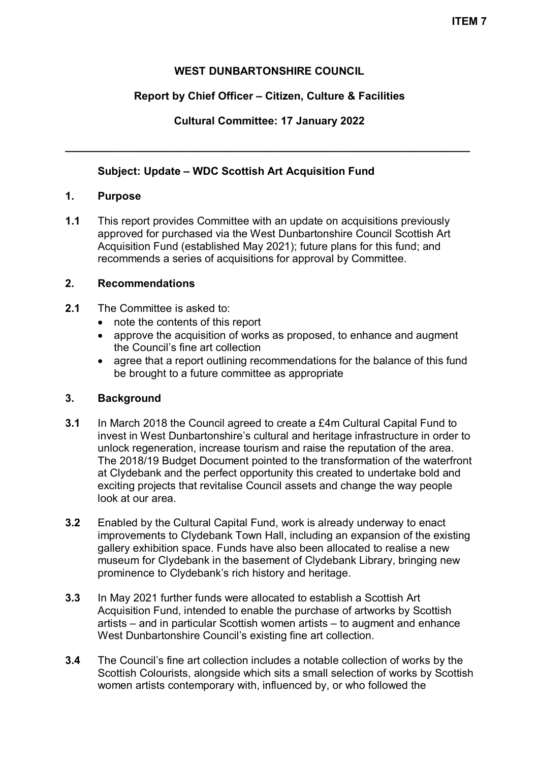**ITEM 7**

# WEST DUNBARTONSHIRE COUNCIL

## Report by Chief Officer – Citizen, Culture & Facilities

## Cultural Committee: 17 January 2022

---

### Subject: Update – WDC Scottish Art Acquisition Fund

### 1. Purpose

**1.1** This report provides Committee with an update on acquisitions previously approved for purchased via the West Dunbartonshire Council Scottish Art Acquisition Fund (established May 2021); future plans for this fund; and recommends a series of acquisitions for approval by Committee.

### 2. Recommendations

**2.1** The Committee is asked to:

- note the contents of this report
- approve the acquisition of works as proposed, to enhance and augment the Council's fine art collection
- agree that a report outlining recommendations for the balance of this fund be brought to a future committee as appropriate

### 3. Background

**3.1** In March 2018 the Council agreed to create a £4m Cultural Capital Fund to invest in West Dunbartonshire's cultural and heritage infrastructure in order to unlock regeneration, increase tourism and raise the reputation of the area. The 2018/19 Budget Document pointed to the transformation of the waterfront at Clydebank and the perfect opportunity this created to undertake bold and exciting projects that revitalise Council assets and change the way people look at our area.

**3.2** Enabled by the Cultural Capital Fund, work is already underway to enact improvements to Clydebank Town Hall, including an expansion of the existing gallery exhibition space. Funds have also been allocated to realise a new museum for Clydebank in the basement of Clydebank Library, bringing new prominence to Clydebank's rich history and heritage.

**3.3** In May 2021 further funds were allocated to establish a Scottish Art Acquisition Fund, intended to enable the purchase of artworks by Scottish artists – and in particular Scottish women artists – to augment and enhance West Dunbartonshire Council's existing fine art collection.

**3.4** The Council's fine art collection includes a notable collection of works by the Scottish Colourists, alongside which sits a small selection of works by Scottish women artists contemporary with, influenced by, or who followed the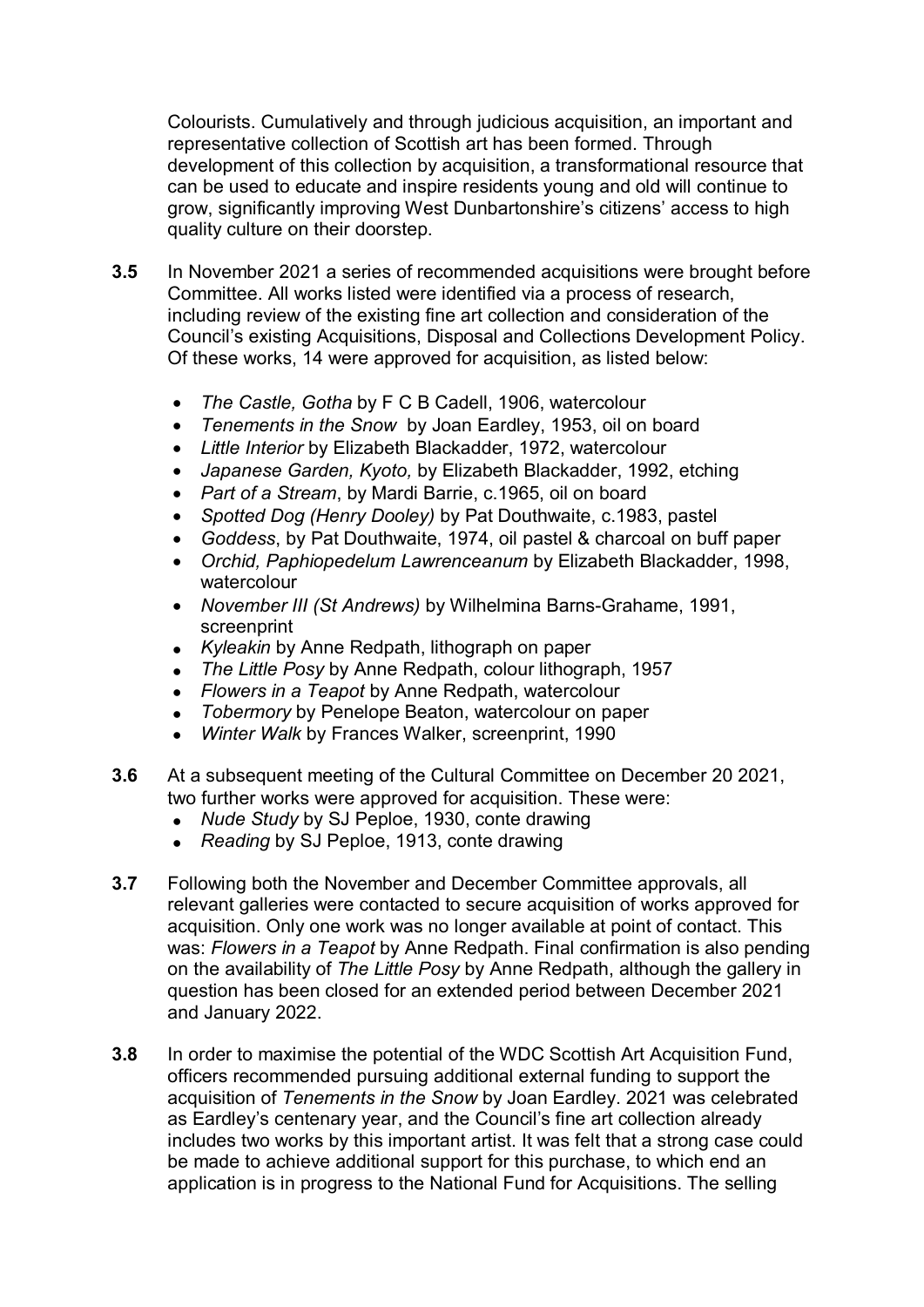Colourists. Cumulatively and through judicious acquisition, an important and representative collection of Scottish art has been formed. Through development of this collection by acquisition, a transformational resource that can be used to educate and inspire residents young and old will continue to grow, significantly improving West Dunbartonshire's citizens' access to high quality culture on their doorstep.

**3.5** In November 2021 a series of recommended acquisitions were brought before Committee. All works listed were identified via a process of research, including review of the existing fine art collection and consideration of the Council's existing Acquisitions, Disposal and Collections Development Policy. Of these works, 14 were approved for acquisition, as listed below:

- *The Castle, Gotha* by F C B Cadell, 1906, watercolour
- *Tenements in the Snow* by Joan Eardley, 1953, oil on board
- *Little Interior* by Elizabeth Blackadder, 1972, watercolour
- *Japanese Garden, Kyoto,* by Elizabeth Blackadder, 1992, etching
- *Part of a Stream*, by Mardi Barrie, c.1965, oil on board
- *Spotted Dog (Henry Dooley)* by Pat Douthwaite, c.1983, pastel
- *Goddess*, by Pat Douthwaite, 1974, oil pastel & charcoal on buff paper
- *Orchid, Paphiopedelum Lawrenceanum* by Elizabeth Blackadder, 1998, watercolour
- *November III (St Andrews)* by Wilhelmina Barns-Grahame, 1991, screenprint
- *Kyleakin* by Anne Redpath, lithograph on paper
- *The Little Posy* by Anne Redpath, colour lithograph, 1957
- *Flowers in a Teapot* by Anne Redpath, watercolour
- *Tobermory* by Penelope Beaton, watercolour on paper
- *Winter Walk* by Frances Walker, screenprint, 1990

**3.6** At a subsequent meeting of the Cultural Committee on December 20 2021, two further works were approved for acquisition. These were:

- *Nude Study* by SJ Peploe, 1930, conte drawing
- *Reading* by SJ Peploe, 1913, conte drawing

**3.7** Following both the November and December Committee approvals, all relevant galleries were contacted to secure acquisition of works approved for acquisition. Only one work was no longer available at point of contact. This was: *Flowers in a Teapot* by Anne Redpath. Final confirmation is also pending on the availability of *The Little Posy* by Anne Redpath, although the gallery in question has been closed for an extended period between December 2021 and January 2022.

**3.8** In order to maximise the potential of the WDC Scottish Art Acquisition Fund, officers recommended pursuing additional external funding to support the acquisition of *Tenements in the Snow* by Joan Eardley. 2021 was celebrated as Eardley's centenary year, and the Council's fine art collection already includes two works by this important artist. It was felt that a strong case could be made to achieve additional support for this purchase, to which end an application is in progress to the National Fund for Acquisitions. The selling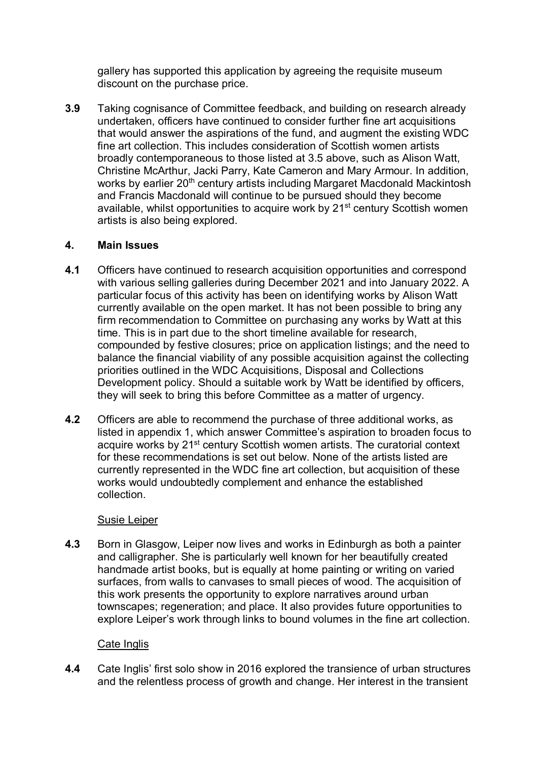gallery has supported this application by agreeing the requisite museum discount on the purchase price.

**3.9** Taking cognisance of Committee feedback, and building on research already undertaken, officers have continued to consider further fine art acquisitions that would answer the aspirations of the fund, and augment the existing WDC fine art collection. This includes consideration of Scottish women artists broadly contemporaneous to those listed at 3.5 above, such as Alison Watt, Christine McArthur, Jacki Parry, Kate Cameron and Mary Armour. In addition, works by earlier 20th century artists including Margaret Macdonald Mackintosh and Francis Macdonald will continue to be pursued should they become available, whilst opportunities to acquire work by 21st century Scottish women artists is also being explored.

## 4. Main Issues

**4.1** Officers have continued to research acquisition opportunities and correspond with various selling galleries during December 2021 and into January 2022. A particular focus of this activity has been on identifying works by Alison Watt currently available on the open market. It has not been possible to bring any firm recommendation to Committee on purchasing any works by Watt at this time. This is in part due to the short timeline available for research, compounded by festive closures; price on application listings; and the need to balance the financial viability of any possible acquisition against the collecting priorities outlined in the WDC Acquisitions, Disposal and Collections Development policy. Should a suitable work by Watt be identified by officers, they will seek to bring this before Committee as a matter of urgency.

**4.2** Officers are able to recommend the purchase of three additional works, as listed in appendix 1, which answer Committee's aspiration to broaden focus to acquire works by 21st century Scottish women artists. The curatorial context for these recommendations is set out below. None of the artists listed are currently represented in the WDC fine art collection, but acquisition of these works would undoubtedly complement and enhance the established collection.

<u>Susie Leiper</u>

**4.3** Born in Glasgow, Leiper now lives and works in Edinburgh as both a painter and calligrapher. She is particularly well known for her beautifully created handmade artist books, but is equally at home painting or writing on varied surfaces, from walls to canvases to small pieces of wood. The acquisition of this work presents the opportunity to explore narratives around urban townscapes; regeneration; and place. It also provides future opportunities to explore Leiper's work through links to bound volumes in the fine art collection.

<u>Cate Inglis</u>

**4.4** Cate Inglis' first solo show in 2016 explored the transience of urban structures and the relentless process of growth and change. Her interest in the transient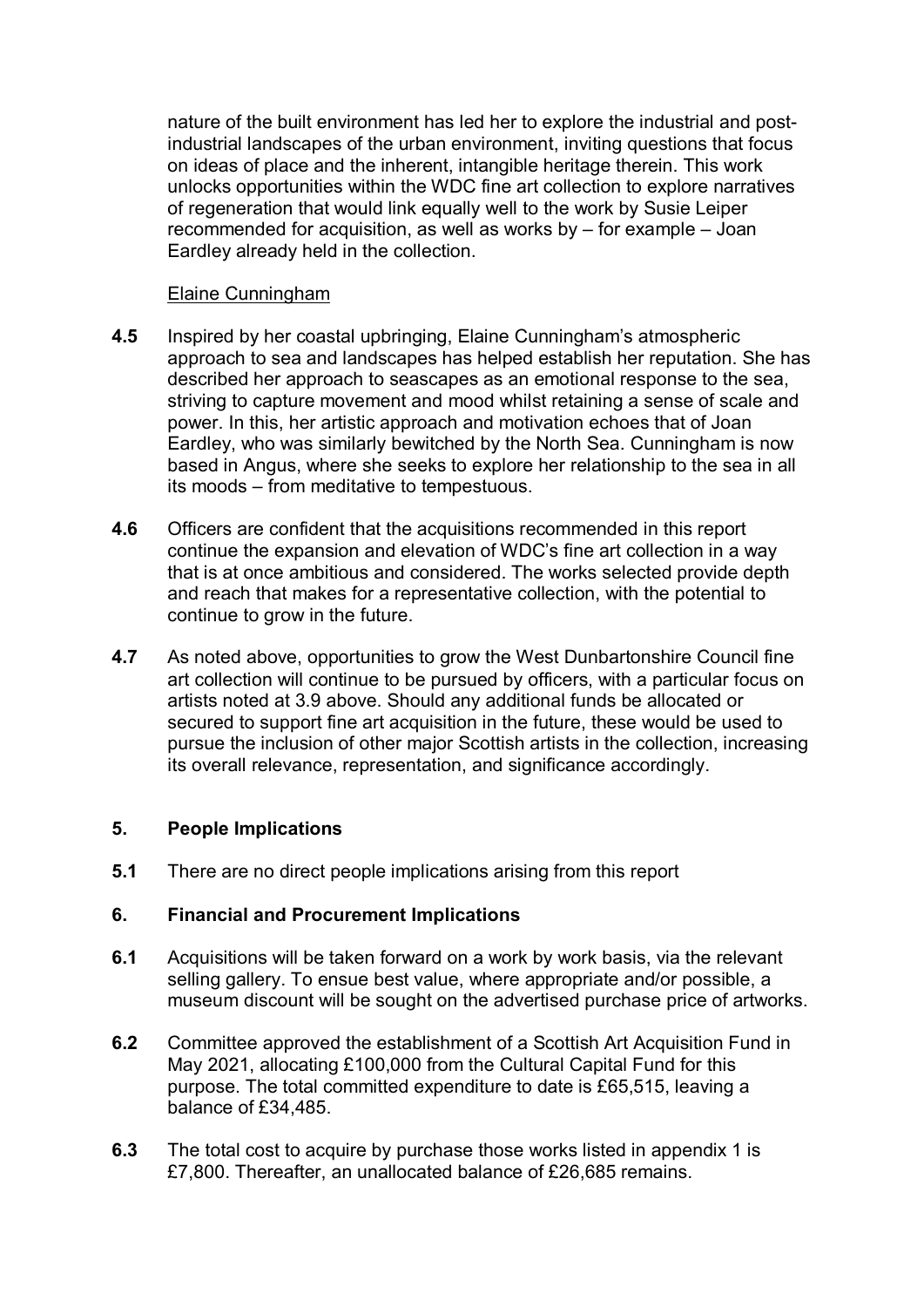nature of the built environment has led her to explore the industrial and post-industrial landscapes of the urban environment, inviting questions that focus on ideas of place and the inherent, intangible heritage therein. This work unlocks opportunities within the WDC fine art collection to explore narratives of regeneration that would link equally well to the work by Susie Leiper recommended for acquisition, as well as works by – for example – Joan Eardley already held in the collection.

Elaine Cunningham

**4.5** Inspired by her coastal upbringing, Elaine Cunningham's atmospheric approach to sea and landscapes has helped establish her reputation. She has described her approach to seascapes as an emotional response to the sea, striving to capture movement and mood whilst retaining a sense of scale and power. In this, her artistic approach and motivation echoes that of Joan Eardley, who was similarly bewitched by the North Sea. Cunningham is now based in Angus, where she seeks to explore her relationship to the sea in all its moods – from meditative to tempestuous.

**4.6** Officers are confident that the acquisitions recommended in this report continue the expansion and elevation of WDC's fine art collection in a way that is at once ambitious and considered. The works selected provide depth and reach that makes for a representative collection, with the potential to continue to grow in the future.

**4.7** As noted above, opportunities to grow the West Dunbartonshire Council fine art collection will continue to be pursued by officers, with a particular focus on artists noted at 3.9 above. Should any additional funds be allocated or secured to support fine art acquisition in the future, these would be used to pursue the inclusion of other major Scottish artists in the collection, increasing its overall relevance, representation, and significance accordingly.

## 5. People Implications

**5.1** There are no direct people implications arising from this report

## 6. Financial and Procurement Implications

**6.1** Acquisitions will be taken forward on a work by work basis, via the relevant selling gallery. To ensue best value, where appropriate and/or possible, a museum discount will be sought on the advertised purchase price of artworks.

**6.2** Committee approved the establishment of a Scottish Art Acquisition Fund in May 2021, allocating £100,000 from the Cultural Capital Fund for this purpose. The total committed expenditure to date is £65,515, leaving a balance of £34,485.

**6.3** The total cost to acquire by purchase those works listed in appendix 1 is £7,800. Thereafter, an unallocated balance of £26,685 remains.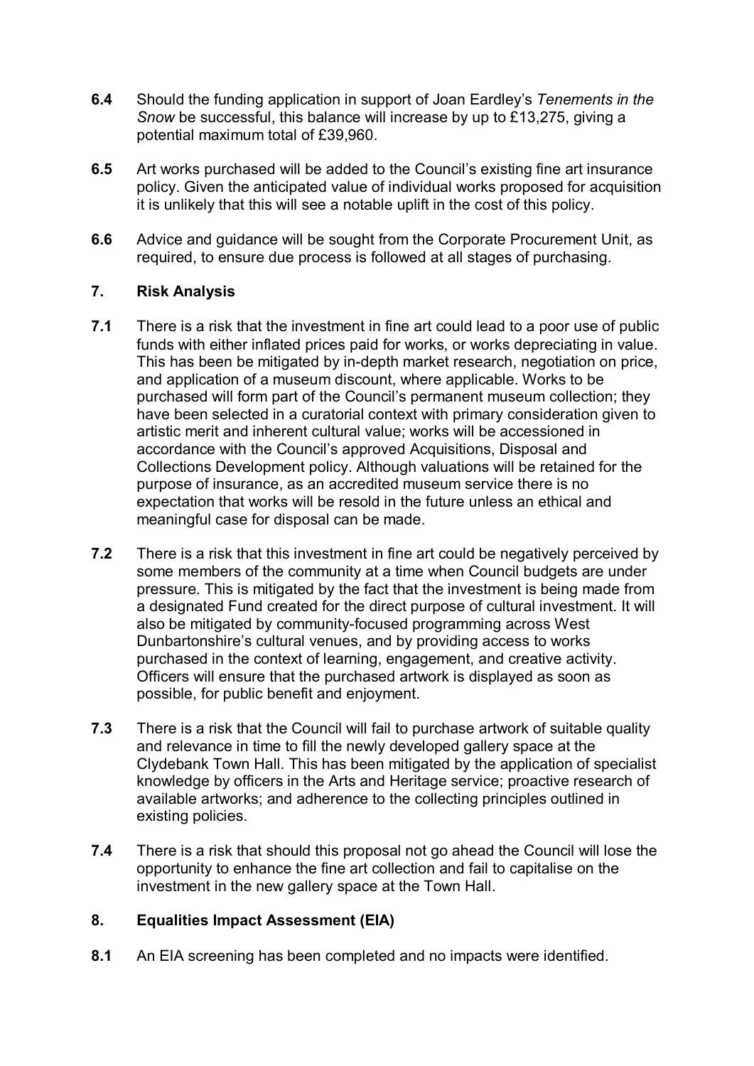**6.4** Should the funding application in support of Joan Eardley's *Tenements in the Snow* be successful, this balance will increase by up to £13,275, giving a potential maximum total of £39,960.

**6.5** Art works purchased will be added to the Council's existing fine art insurance policy. Given the anticipated value of individual works proposed for acquisition it is unlikely that this will see a notable uplift in the cost of this policy.

**6.6** Advice and guidance will be sought from the Corporate Procurement Unit, as required, to ensure due process is followed at all stages of purchasing.

## 7. Risk Analysis

**7.1** There is a risk that the investment in fine art could lead to a poor use of public funds with either inflated prices paid for works, or works depreciating in value. This has been be mitigated by in-depth market research, negotiation on price, and application of a museum discount, where applicable. Works to be purchased will form part of the Council's permanent museum collection; they have been selected in a curatorial context with primary consideration given to artistic merit and inherent cultural value; works will be accessioned in accordance with the Council's approved Acquisitions, Disposal and Collections Development policy. Although valuations will be retained for the purpose of insurance, as an accredited museum service there is no expectation that works will be resold in the future unless an ethical and meaningful case for disposal can be made.

**7.2** There is a risk that this investment in fine art could be negatively perceived by some members of the community at a time when Council budgets are under pressure. This is mitigated by the fact that the investment is being made from a designated Fund created for the direct purpose of cultural investment. It will also be mitigated by community-focused programming across West Dunbartonshire's cultural venues, and by providing access to works purchased in the context of learning, engagement, and creative activity. Officers will ensure that the purchased artwork is displayed as soon as possible, for public benefit and enjoyment.

**7.3** There is a risk that the Council will fail to purchase artwork of suitable quality and relevance in time to fill the newly developed gallery space at the Clydebank Town Hall. This has been mitigated by the application of specialist knowledge by officers in the Arts and Heritage service; proactive research of available artworks; and adherence to the collecting principles outlined in existing policies.

**7.4** There is a risk that should this proposal not go ahead the Council will lose the opportunity to enhance the fine art collection and fail to capitalise on the investment in the new gallery space at the Town Hall.

## 8. Equalities Impact Assessment (EIA)

**8.1** An EIA screening has been completed and no impacts were identified.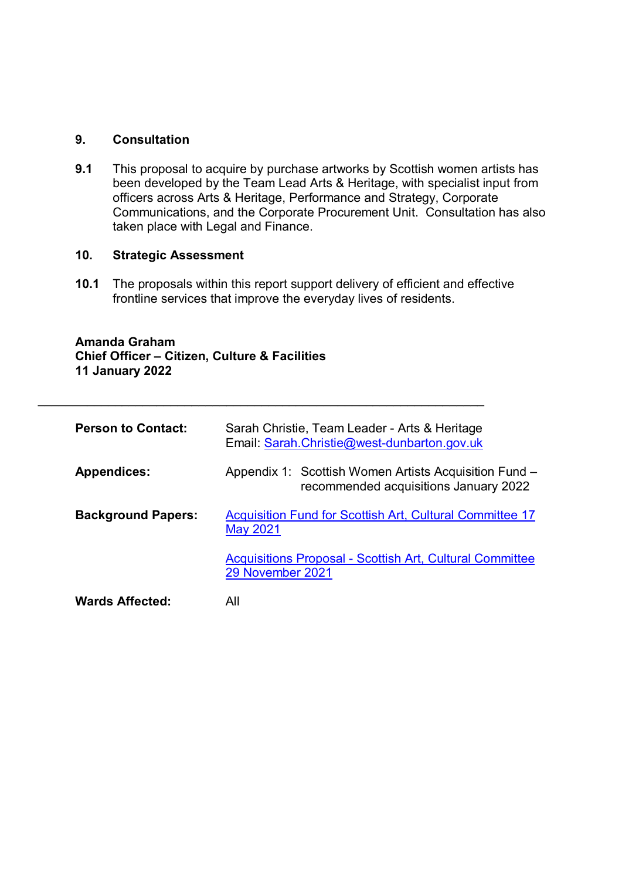## 9. Consultation

**9.1** This proposal to acquire by purchase artworks by Scottish women artists has been developed by the Team Lead Arts & Heritage, with specialist input from officers across Arts & Heritage, Performance and Strategy, Corporate Communications, and the Corporate Procurement Unit. Consultation has also taken place with Legal and Finance.

## 10. Strategic Assessment

**10.1** The proposals within this report support delivery of efficient and effective frontline services that improve the everyday lives of residents.

**Amanda Graham**
**Chief Officer – Citizen, Culture & Facilities**
**11 January 2022**

---

| | |
|---|---|
| **Person to Contact:** | Sarah Christie, Team Leader - Arts & Heritage<br>Email: Sarah.Christie@west-dunbarton.gov.uk |
| **Appendices:** | Appendix 1: Scottish Women Artists Acquisition Fund – recommended acquisitions January 2022 |
| **Background Papers:** | Acquisition Fund for Scottish Art, Cultural Committee 17 May 2021<br><br>Acquisitions Proposal - Scottish Art, Cultural Committee 29 November 2021 |
| **Wards Affected:** | All |